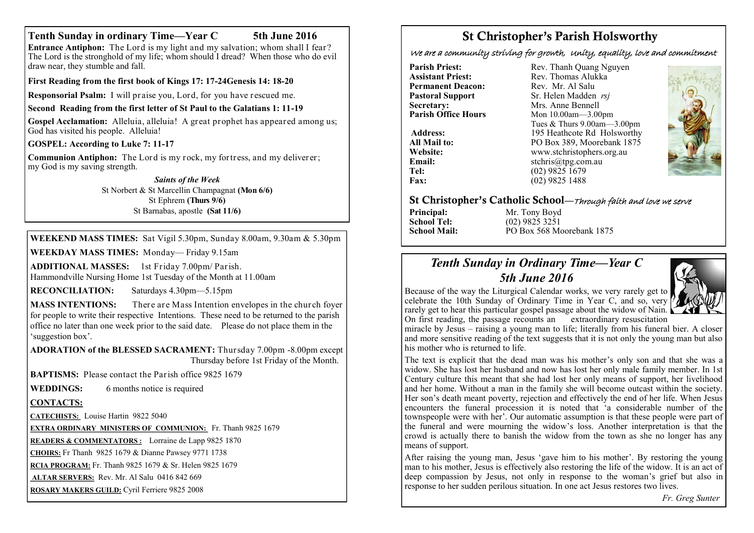## Tenth Sunday in ordinary Time—Year C 5th June 2016

**Entrance Antiphon:** The Lord is my light and my salvation; whom shall I fear? The Lord is the stronghold of my life; whom should I dread? When those who do evil draw near, they stumble and fall.

**First Reading from the first book of Kings 17: 17-24Genesis 14: 18-20**

**Responsorial Psalm:** I will praise you, Lord, for you have rescued me.

**Second Reading from the first letter of St Paul to the Galatians 1: 11-19**

**Gospel Acclamation:** Alleluia, alleluia! A great prophet has appeared among us; God has visited his people. Alleluia!

**GOSPEL: According to Luke 7: 11-17**

**Communion Antiphon:** The Lord is my rock, my fortress, and my deliverer; my God is my saving strength.

***Saints of the Week***

St Norbert & St Marcellin Champagnat **(Mon 6/6)**
St Ephrem **(Thurs 9/6)**
St Barnabas, apostle **(Sat 11/6)**

**WEEKEND MASS TIMES:** Sat Vigil 5.30pm, Sunday 8.00am, 9.30am & 5.30pm

**WEEKDAY MASS TIMES:** Monday— Friday 9.15am

**ADDITIONAL MASSES:** 1st Friday 7.00pm/ Parish.
Hammondville Nursing Home 1st Tuesday of the Month at 11.00am

**RECONCILIATION:** Saturdays 4.30pm—5.15pm

**MASS INTENTIONS:** There are Mass Intention envelopes in the church foyer for people to write their respective Intentions. These need to be returned to the parish office no later than one week prior to the said date. Please do not place them in the 'suggestion box'.

**ADORATION of the BLESSED SACRAMENT:** Thursday 7.00pm -8.00pm except Thursday before 1st Friday of the Month.

**BAPTISMS:** Please contact the Parish office 9825 1679

**WEDDINGS:** 6 months notice is required

**CONTACTS:**

**CATECHISTS:** Louise Hartin 9822 5040

**EXTRA ORDINARY MINISTERS OF COMMUNION:** Fr. Thanh 9825 1679

**READERS & COMMENTATORS :** Lorraine de Lapp 9825 1870

**CHOIRS:** Fr Thanh 9825 1679 & Dianne Pawsey 9771 1738

**RCIA PROGRAM:** Fr. Thanh 9825 1679 & Sr. Helen 9825 1679

**ALTAR SERVERS:** Rev. Mr. Al Salu 0416 842 669

**ROSARY MAKERS GUILD:** Cyril Ferriere 9825 2008

# St Christopher's Parish Holsworthy

*We are a community striving for growth, Unity, equality, love and commitment*

**Parish Priest:** Rev. Thanh Quang Nguyen
**Assistant Priest:** Rev. Thomas Alukka
**Permanent Deacon:** Rev. Mr. Al Salu
**Pastoral Support** Sr. Helen Madden *rsj*
**Secretary:** Mrs. Anne Bennell
**Parish Office Hours** Mon 10.00am—3.00pm
Tues & Thurs 9.00am—3.00pm
**Address:** 195 Heathcote Rd Holsworthy
**All Mail to:** PO Box 389, Moorebank 1875
**Website:** www.stchristophers.org.au
**Email:** stchris@tpg.com.au
**Tel:** (02) 9825 1679
**Fax:** (02) 9825 1488

## St Christopher's Catholic School—*Through faith and love we serve*

**Principal:** Mr. Tony Boyd
**School Tel:** (02) 9825 3251
**School Mail:** PO Box 568 Moorebank 1875

## *Tenth Sunday in Ordinary Time—Year C*
## *5th June 2016*

Because of the way the Liturgical Calendar works, we very rarely get to celebrate the 10th Sunday of Ordinary Time in Year C, and so, very rarely get to hear this particular gospel passage about the widow of Nain. On first reading, the passage recounts an extraordinary resuscitation miracle by Jesus – raising a young man to life; literally from his funeral bier. A closer and more sensitive reading of the text suggests that it is not only the young man but also his mother who is returned to life.

The text is explicit that the dead man was his mother's only son and that she was a widow. She has lost her husband and now has lost her only male family member. In 1st Century culture this meant that she had lost her only means of support, her livelihood and her home. Without a man in the family she will become outcast within the society. Her son's death meant poverty, rejection and effectively the end of her life. When Jesus encounters the funeral procession it is noted that 'a considerable number of the townspeople were with her'. Our automatic assumption is that these people were part of the funeral and were mourning the widow's loss. Another interpretation is that the crowd is actually there to banish the widow from the town as she no longer has any means of support.

After raising the young man, Jesus 'gave him to his mother'. By restoring the young man to his mother, Jesus is effectively also restoring the life of the widow. It is an act of deep compassion by Jesus, not only in response to the woman's grief but also in response to her sudden perilous situation. In one act Jesus restores two lives.

*Fr. Greg Sunter*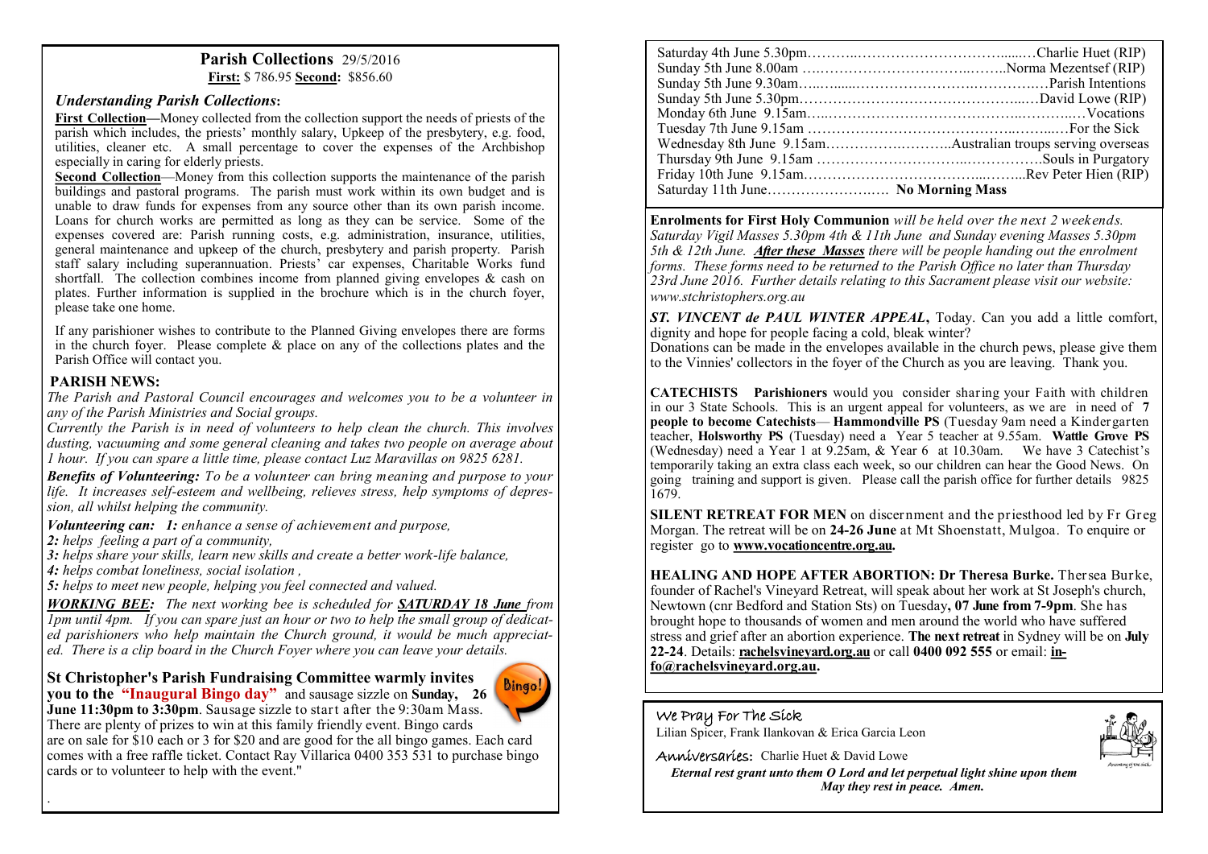## Parish Collections 29/5/2016

**First:** $ 786.95 **Second:** $856.60

### *Understanding Parish Collections*:

**First Collection**—Money collected from the collection support the needs of priests of the parish which includes, the priests' monthly salary, Upkeep of the presbytery, e.g. food, utilities, cleaner etc. A small percentage to cover the expenses of the Archbishop especially in caring for elderly priests.

**Second Collection**—Money from this collection supports the maintenance of the parish buildings and pastoral programs. The parish must work within its own budget and is unable to draw funds for expenses from any source other than its own parish income. Loans for church works are permitted as long as they can be service. Some of the expenses covered are: Parish running costs, e.g. administration, insurance, utilities, general maintenance and upkeep of the church, presbytery and parish property. Parish staff salary including superannuation. Priests' car expenses, Charitable Works fund shortfall. The collection combines income from planned giving envelopes & cash on plates. Further information is supplied in the brochure which is in the church foyer, please take one home.

If any parishioner wishes to contribute to the Planned Giving envelopes there are forms in the church foyer. Please complete & place on any of the collections plates and the Parish Office will contact you.

### PARISH NEWS:

*The Parish and Pastoral Council encourages and welcomes you to be a volunteer in any of the Parish Ministries and Social groups.*

*Currently the Parish is in need of volunteers to help clean the church. This involves dusting, vacuuming and some general cleaning and takes two people on average about 1 hour. If you can spare a little time, please contact Luz Maravillas on 9825 6281.*

***Benefits of Volunteering:*** *To be a volunteer can bring meaning and purpose to your life. It increases self-esteem and wellbeing, relieves stress, help symptoms of depression, all whilst helping the community.*

***Volunteering can:*** ***1:*** *enhance a sense of achievement and purpose,*
***2:*** *helps feeling a part of a community,*
***3:*** *helps share your skills, learn new skills and create a better work-life balance,*
***4:*** *helps combat loneliness, social isolation ,*
***5:*** *helps to meet new people, helping you feel connected and valued.*

***WORKING BEE:*** *The next working bee is scheduled for* ***SATURDAY 18 June*** *from 1pm until 4pm. If you can spare just an hour or two to help the small group of dedicated parishioners who help maintain the Church ground, it would be much appreciated. There is a clip board in the Church Foyer where you can leave your details.*

**St Christopher's Parish Fundraising Committee warmly invites you to the "Inaugural Bingo day"** and sausage sizzle on **Sunday, 26 June 11:30pm to 3:30pm**. Sausage sizzle to start after the 9:30am Mass. There are plenty of prizes to win at this family friendly event. Bingo cards are on sale for $10 each or 3 for $20 and are good for the all bingo games. Each card comes with a free raffle ticket. Contact Ray Villarica 0400 353 531 to purchase bingo cards or to volunteer to help with the event."

Saturday 4th June 5.30pm……Charlie Huet (RIP)
Sunday 5th June 8.00am ……Norma Mezentsef (RIP)
Sunday 5th June 9.30am……Parish Intentions
Sunday 5th June 5.30pm……David Lowe (RIP)
Monday 6th June 9.15am……Vocations
Tuesday 7th June 9.15am ……For the Sick
Wednesday 8th June 9.15am……Australian troups serving overseas
Thursday 9th June 9.15am ……Souls in Purgatory
Friday 10th June 9.15am……Rev Peter Hien (RIP)
Saturday 11th June…… **No Morning Mass**

**Enrolments for First Holy Communion** *will be held over the next 2 weekends. Saturday Vigil Masses 5.30pm 4th & 11th June and Sunday evening Masses 5.30pm 5th & 12th June.* ***After these Masses*** *there will be people handing out the enrolment forms. These forms need to be returned to the Parish Office no later than Thursday 23rd June 2016. Further details relating to this Sacrament please visit our website: www.stchristophers.org.au*

***ST. VINCENT de PAUL WINTER APPEAL*****,** Today. Can you add a little comfort, dignity and hope for people facing a cold, bleak winter?
Donations can be made in the envelopes available in the church pews, please give them to the Vinnies' collectors in the foyer of the Church as you are leaving. Thank you.

**CATECHISTS Parishioners** would you consider sharing your Faith with children in our 3 State Schools. This is an urgent appeal for volunteers, as we are in need of **7 people to become Catechists**— **Hammondville PS** (Tuesday 9am need a Kindergarten teacher, **Holsworthy PS** (Tuesday) need a Year 5 teacher at 9.55am. **Wattle Grove PS** (Wednesday) need a Year 1 at 9.25am, & Year 6 at 10.30am. We have 3 Catechist's temporarily taking an extra class each week, so our children can hear the Good News. On going training and support is given. Please call the parish office for further details 9825 1679.

**SILENT RETREAT FOR MEN** on discernment and the priesthood led by Fr Greg Morgan. The retreat will be on **24-26 June** at Mt Shoenstatt, Mulgoa. To enquire or register go to **www.vocationcentre.org.au.**

**HEALING AND HOPE AFTER ABORTION: Dr Theresa Burke.** Thersea Burke, founder of Rachel's Vineyard Retreat, will speak about her work at St Joseph's church, Newtown (cnr Bedford and Station Sts) on Tuesday**, 07 June from 7-9pm**. She has brought hope to thousands of women and men around the world who have suffered stress and grief after an abortion experience. **The next retreat** in Sydney will be on **July 22-24**. Details: **rachelsvineyard.org.au** or call **0400 092 555** or email: **info@rachelsvineyard.org.au.**

**We Pray For The Sick**
Lilian Spicer, Frank Ilankovan & Erica Garcia Leon

**Anniversaries:** Charlie Huet & David Lowe

***Eternal rest grant unto them O Lord and let perpetual light shine upon them***
***May they rest in peace. Amen.***